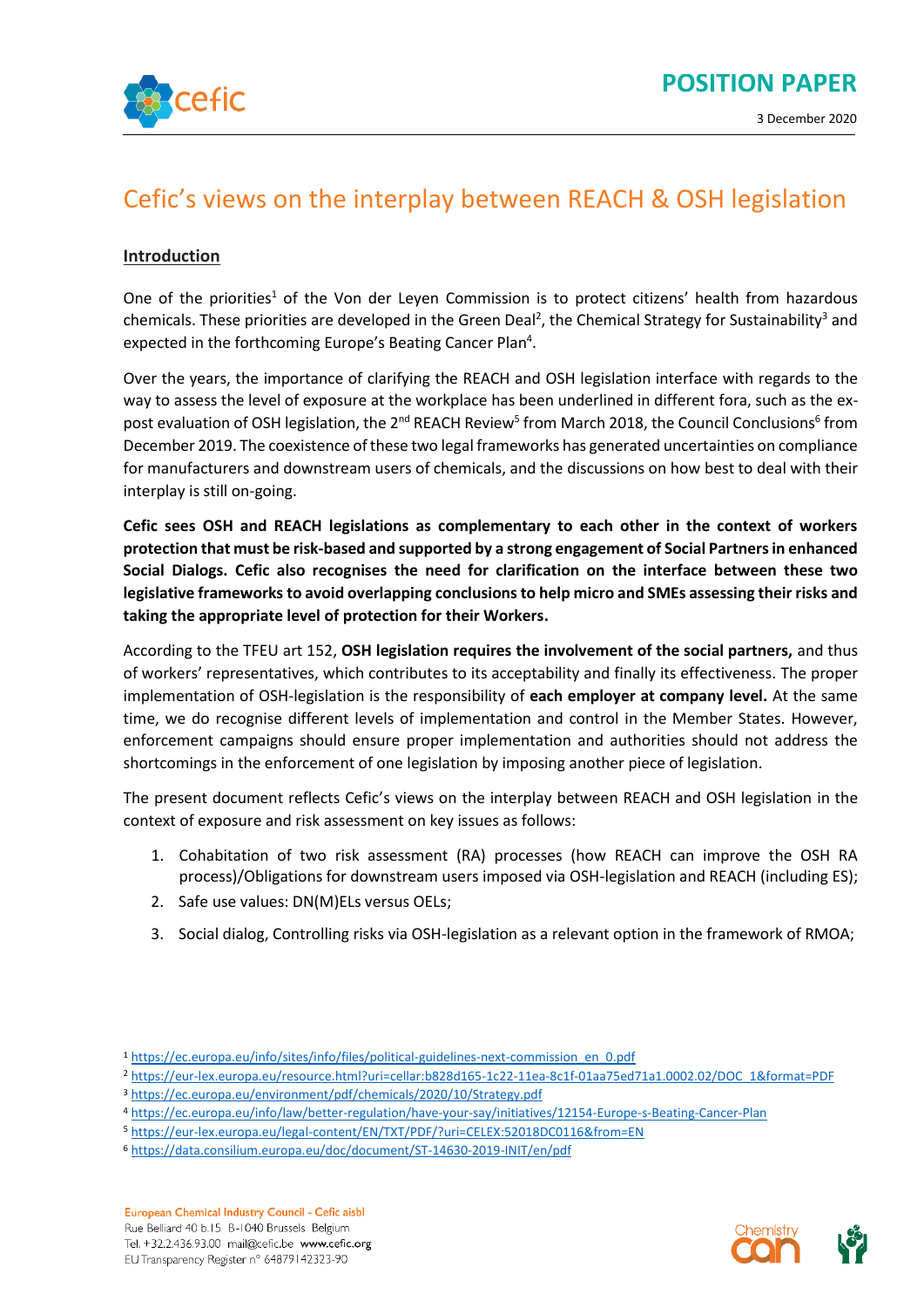POSITION PAPER

3 December 2020

# Cefic's views on the interplay between REACH & OSH legislation

## Introduction

One of the priorities[1] of the Von der Leyen Commission is to protect citizens' health from hazardous chemicals. These priorities are developed in the Green Deal[2], the Chemical Strategy for Sustainability[3] and expected in the forthcoming Europe's Beating Cancer Plan[4].

Over the years, the importance of clarifying the REACH and OSH legislation interface with regards to the way to assess the level of exposure at the workplace has been underlined in different fora, such as the ex-post evaluation of OSH legislation, the 2nd REACH Review[5] from March 2018, the Council Conclusions[6] from December 2019. The coexistence of these two legal frameworks has generated uncertainties on compliance for manufacturers and downstream users of chemicals, and the discussions on how best to deal with their interplay is still on-going.

**Cefic sees OSH and REACH legislations as complementary to each other in the context of workers protection that must be risk-based and supported by a strong engagement of Social Partners in enhanced Social Dialogs. Cefic also recognises the need for clarification on the interface between these two legislative frameworks to avoid overlapping conclusions to help micro and SMEs assessing their risks and taking the appropriate level of protection for their Workers.**

According to the TFEU art 152, **OSH legislation requires the involvement of the social partners,** and thus of workers' representatives, which contributes to its acceptability and finally its effectiveness. The proper implementation of OSH-legislation is the responsibility of **each employer at company level.** At the same time, we do recognise different levels of implementation and control in the Member States. However, enforcement campaigns should ensure proper implementation and authorities should not address the shortcomings in the enforcement of one legislation by imposing another piece of legislation.

The present document reflects Cefic's views on the interplay between REACH and OSH legislation in the context of exposure and risk assessment on key issues as follows:

1. Cohabitation of two risk assessment (RA) processes (how REACH can improve the OSH RA process)/Obligations for downstream users imposed via OSH-legislation and REACH (including ES);
2. Safe use values: DN(M)ELs versus OELs;
3. Social dialog, Controlling risks via OSH-legislation as a relevant option in the framework of RMOA;

[1] https://ec.europa.eu/info/sites/info/files/political-guidelines-next-commission_en_0.pdf
[2] https://eur-lex.europa.eu/resource.html?uri=cellar:b828d165-1c22-11ea-8c1f-01aa75ed71a1.0002.02/DOC_1&format=PDF
[3] https://ec.europa.eu/environment/pdf/chemicals/2020/10/Strategy.pdf
[4] https://ec.europa.eu/info/law/better-regulation/have-your-say/initiatives/12154-Europe-s-Beating-Cancer-Plan
[5] https://eur-lex.europa.eu/legal-content/EN/TXT/PDF/?uri=CELEX:52018DC0116&from=EN
[6] https://data.consilium.europa.eu/doc/document/ST-14630-2019-INIT/en/pdf

European Chemical Industry Council - Cefic aisbl
Rue Belliard 40 b.15 B-1040 Brussels Belgium
Tel. +32.2.436.93.00 mail@cefic.be www.cefic.org
EU Transparency Register n° 64879142323-90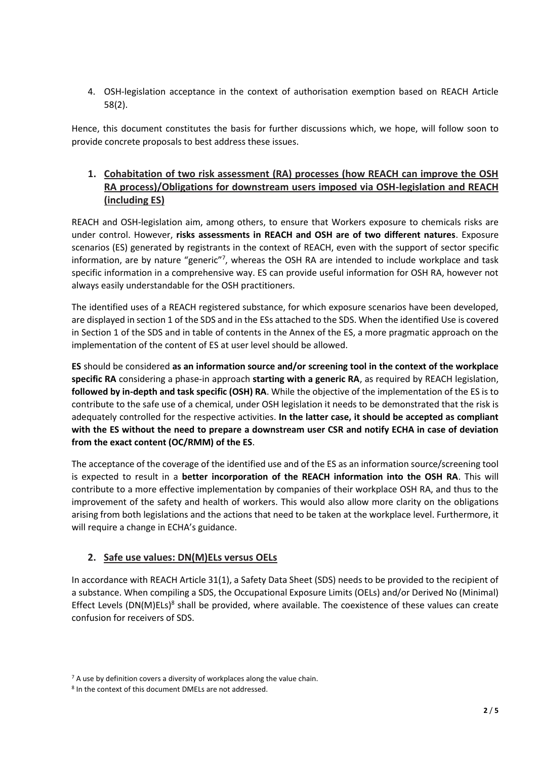4. OSH-legislation acceptance in the context of authorisation exemption based on REACH Article 58(2).

Hence, this document constitutes the basis for further discussions which, we hope, will follow soon to provide concrete proposals to best address these issues.

## 1. Cohabitation of two risk assessment (RA) processes (how REACH can improve the OSH RA process)/Obligations for downstream users imposed via OSH-legislation and REACH (including ES)

REACH and OSH-legislation aim, among others, to ensure that Workers exposure to chemicals risks are under control. However, **risks assessments in REACH and OSH are of two different natures**. Exposure scenarios (ES) generated by registrants in the context of REACH, even with the support of sector specific information, are by nature "generic"[7], whereas the OSH RA are intended to include workplace and task specific information in a comprehensive way. ES can provide useful information for OSH RA, however not always easily understandable for the OSH practitioners.

The identified uses of a REACH registered substance, for which exposure scenarios have been developed, are displayed in section 1 of the SDS and in the ESs attached to the SDS. When the identified Use is covered in Section 1 of the SDS and in table of contents in the Annex of the ES, a more pragmatic approach on the implementation of the content of ES at user level should be allowed.

**ES** should be considered **as an information source and/or screening tool in the context of the workplace specific RA** considering a phase-in approach **starting with a generic RA**, as required by REACH legislation, **followed by in-depth and task specific (OSH) RA**. While the objective of the implementation of the ES is to contribute to the safe use of a chemical, under OSH legislation it needs to be demonstrated that the risk is adequately controlled for the respective activities. **In the latter case, it should be accepted as compliant with the ES without the need to prepare a downstream user CSR and notify ECHA in case of deviation from the exact content (OC/RMM) of the ES**.

The acceptance of the coverage of the identified use and of the ES as an information source/screening tool is expected to result in a **better incorporation of the REACH information into the OSH RA**. This will contribute to a more effective implementation by companies of their workplace OSH RA, and thus to the improvement of the safety and health of workers. This would also allow more clarity on the obligations arising from both legislations and the actions that need to be taken at the workplace level. Furthermore, it will require a change in ECHA's guidance.

## 2. Safe use values: DN(M)ELs versus OELs

In accordance with REACH Article 31(1), a Safety Data Sheet (SDS) needs to be provided to the recipient of a substance. When compiling a SDS, the Occupational Exposure Limits (OELs) and/or Derived No (Minimal) Effect Levels (DN(M)ELs)[8] shall be provided, where available. The coexistence of these values can create confusion for receivers of SDS.

[7] A use by definition covers a diversity of workplaces along the value chain.

[8] In the context of this document DMELs are not addressed.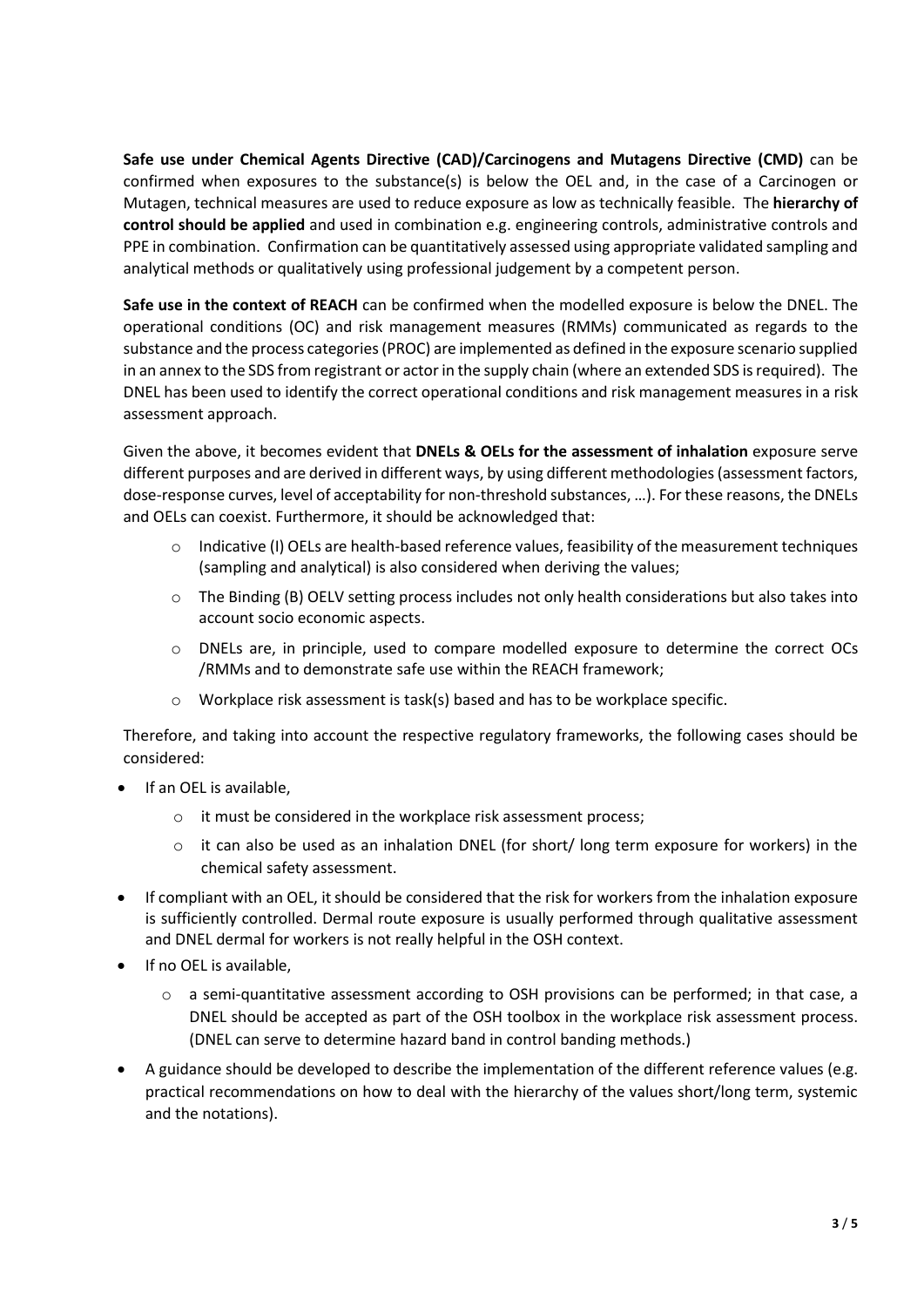**Safe use under Chemical Agents Directive (CAD)/Carcinogens and Mutagens Directive (CMD)** can be confirmed when exposures to the substance(s) is below the OEL and, in the case of a Carcinogen or Mutagen, technical measures are used to reduce exposure as low as technically feasible. The **hierarchy of control should be applied** and used in combination e.g. engineering controls, administrative controls and PPE in combination. Confirmation can be quantitatively assessed using appropriate validated sampling and analytical methods or qualitatively using professional judgement by a competent person.

**Safe use in the context of REACH** can be confirmed when the modelled exposure is below the DNEL. The operational conditions (OC) and risk management measures (RMMs) communicated as regards to the substance and the process categories (PROC) are implemented as defined in the exposure scenario supplied in an annex to the SDS from registrant or actor in the supply chain (where an extended SDS is required). The DNEL has been used to identify the correct operational conditions and risk management measures in a risk assessment approach.

Given the above, it becomes evident that **DNELs & OELs for the assessment of inhalation** exposure serve different purposes and are derived in different ways, by using different methodologies (assessment factors, dose-response curves, level of acceptability for non-threshold substances, …). For these reasons, the DNELs and OELs can coexist. Furthermore, it should be acknowledged that:

- Indicative (I) OELs are health-based reference values, feasibility of the measurement techniques (sampling and analytical) is also considered when deriving the values;
- The Binding (B) OELV setting process includes not only health considerations but also takes into account socio economic aspects.
- DNELs are, in principle, used to compare modelled exposure to determine the correct OCs /RMMs and to demonstrate safe use within the REACH framework;
- Workplace risk assessment is task(s) based and has to be workplace specific.

Therefore, and taking into account the respective regulatory frameworks, the following cases should be considered:

- If an OEL is available,
  - it must be considered in the workplace risk assessment process;
  - it can also be used as an inhalation DNEL (for short/ long term exposure for workers) in the chemical safety assessment.
- If compliant with an OEL, it should be considered that the risk for workers from the inhalation exposure is sufficiently controlled. Dermal route exposure is usually performed through qualitative assessment and DNEL dermal for workers is not really helpful in the OSH context.
- If no OEL is available,
  - a semi-quantitative assessment according to OSH provisions can be performed; in that case, a DNEL should be accepted as part of the OSH toolbox in the workplace risk assessment process. (DNEL can serve to determine hazard band in control banding methods.)
- A guidance should be developed to describe the implementation of the different reference values (e.g. practical recommendations on how to deal with the hierarchy of the values short/long term, systemic and the notations).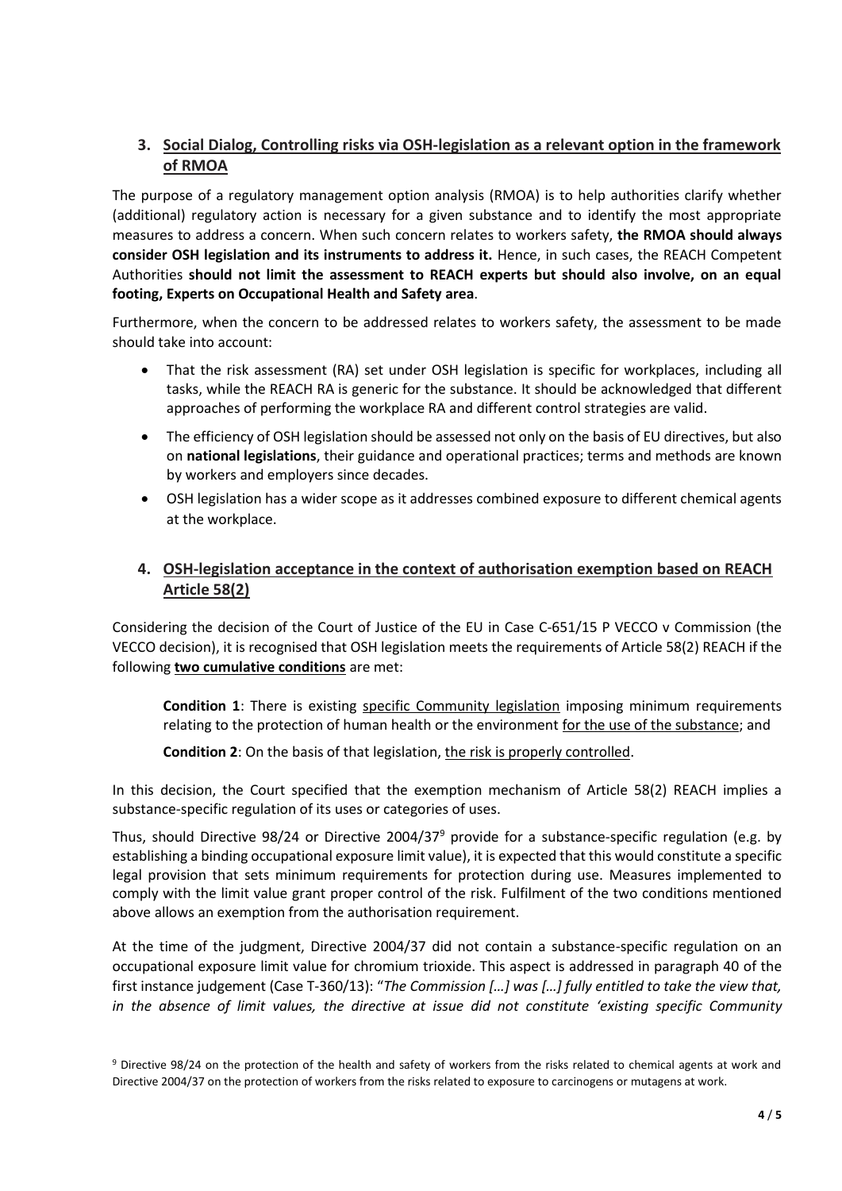## 3. Social Dialog, Controlling risks via OSH-legislation as a relevant option in the framework of RMOA

The purpose of a regulatory management option analysis (RMOA) is to help authorities clarify whether (additional) regulatory action is necessary for a given substance and to identify the most appropriate measures to address a concern. When such concern relates to workers safety, **the RMOA should always consider OSH legislation and its instruments to address it.** Hence, in such cases, the REACH Competent Authorities **should not limit the assessment to REACH experts but should also involve, on an equal footing, Experts on Occupational Health and Safety area**.

Furthermore, when the concern to be addressed relates to workers safety, the assessment to be made should take into account:

- That the risk assessment (RA) set under OSH legislation is specific for workplaces, including all tasks, while the REACH RA is generic for the substance. It should be acknowledged that different approaches of performing the workplace RA and different control strategies are valid.
- The efficiency of OSH legislation should be assessed not only on the basis of EU directives, but also on **national legislations**, their guidance and operational practices; terms and methods are known by workers and employers since decades.
- OSH legislation has a wider scope as it addresses combined exposure to different chemical agents at the workplace.

## 4. OSH-legislation acceptance in the context of authorisation exemption based on REACH Article 58(2)

Considering the decision of the Court of Justice of the EU in Case C-651/15 P VECCO v Commission (the VECCO decision), it is recognised that OSH legislation meets the requirements of Article 58(2) REACH if the following **two cumulative conditions** are met:

> **Condition 1**: There is existing specific Community legislation imposing minimum requirements relating to the protection of human health or the environment for the use of the substance; and
>
> **Condition 2**: On the basis of that legislation, the risk is properly controlled.

In this decision, the Court specified that the exemption mechanism of Article 58(2) REACH implies a substance-specific regulation of its uses or categories of uses.

Thus, should Directive 98/24 or Directive 2004/37[9] provide for a substance-specific regulation (e.g. by establishing a binding occupational exposure limit value), it is expected that this would constitute a specific legal provision that sets minimum requirements for protection during use. Measures implemented to comply with the limit value grant proper control of the risk. Fulfilment of the two conditions mentioned above allows an exemption from the authorisation requirement.

At the time of the judgment, Directive 2004/37 did not contain a substance-specific regulation on an occupational exposure limit value for chromium trioxide. This aspect is addressed in paragraph 40 of the first instance judgement (Case T-360/13): "*The Commission […] was […] fully entitled to take the view that, in the absence of limit values, the directive at issue did not constitute 'existing specific Community*

[9] Directive 98/24 on the protection of the health and safety of workers from the risks related to chemical agents at work and Directive 2004/37 on the protection of workers from the risks related to exposure to carcinogens or mutagens at work.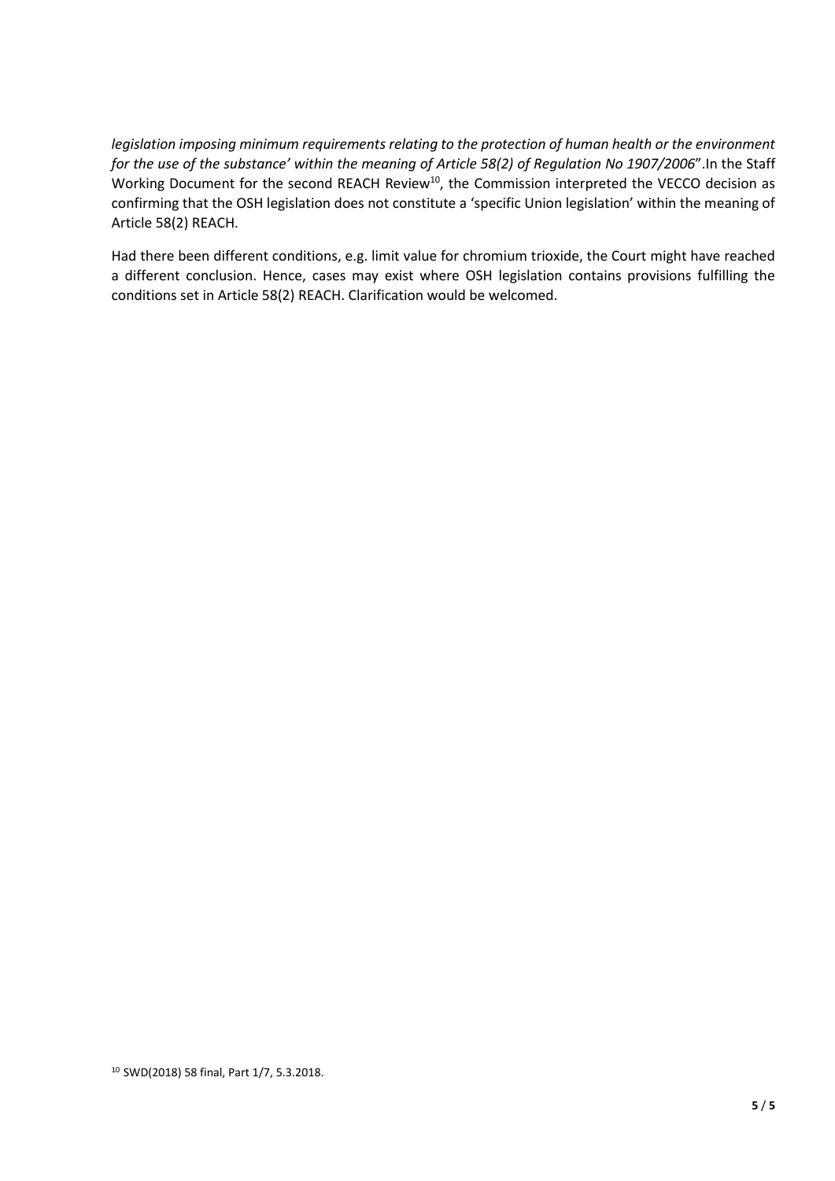*legislation imposing minimum requirements relating to the protection of human health or the environment for the use of the substance' within the meaning of Article 58(2) of Regulation No 1907/2006*".In the Staff Working Document for the second REACH Review[10], the Commission interpreted the VECCO decision as confirming that the OSH legislation does not constitute a 'specific Union legislation' within the meaning of Article 58(2) REACH.

Had there been different conditions, e.g. limit value for chromium trioxide, the Court might have reached a different conclusion. Hence, cases may exist where OSH legislation contains provisions fulfilling the conditions set in Article 58(2) REACH. Clarification would be welcomed.

[10] SWD(2018) 58 final, Part 1/7, 5.3.2018.